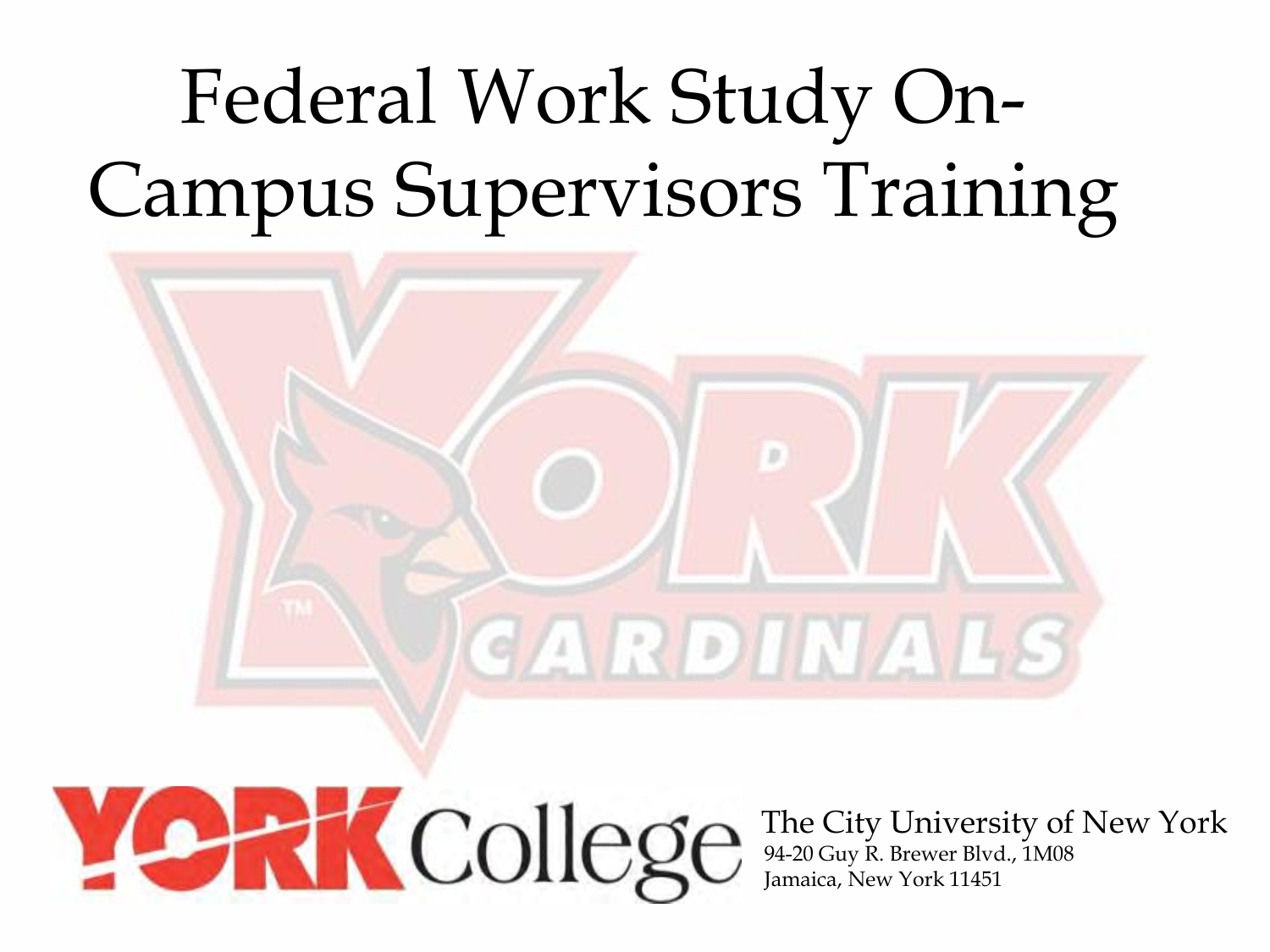# Federal Work Study On-Campus Supervisors Training

YORK College

The City University of New York
94-20 Guy R. Brewer Blvd., 1M08
Jamaica, New York 11451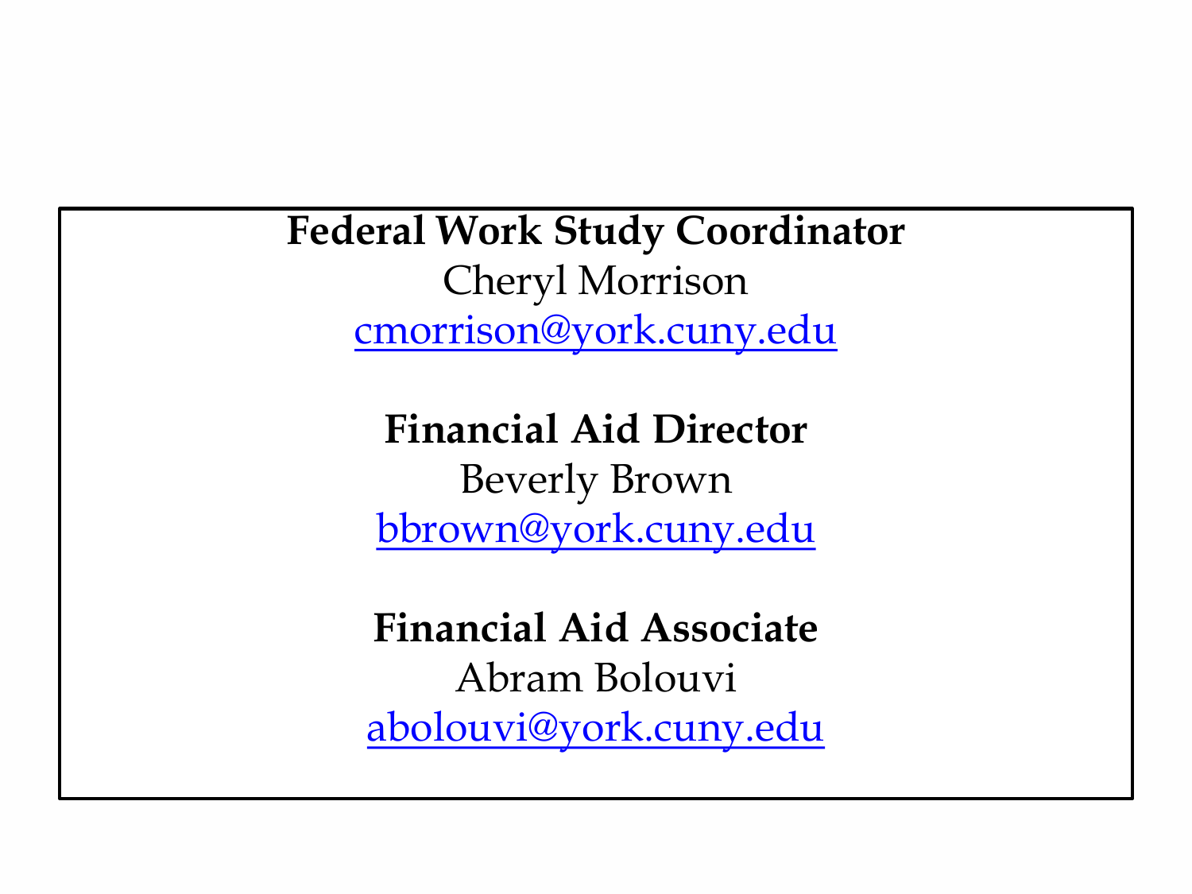**Federal Work Study Coordinator**
Cheryl Morrison
cmorrison@york.cuny.edu

**Financial Aid Director**
Beverly Brown
bbrown@york.cuny.edu

**Financial Aid Associate**
Abram Bolouvi
abolouvi@york.cuny.edu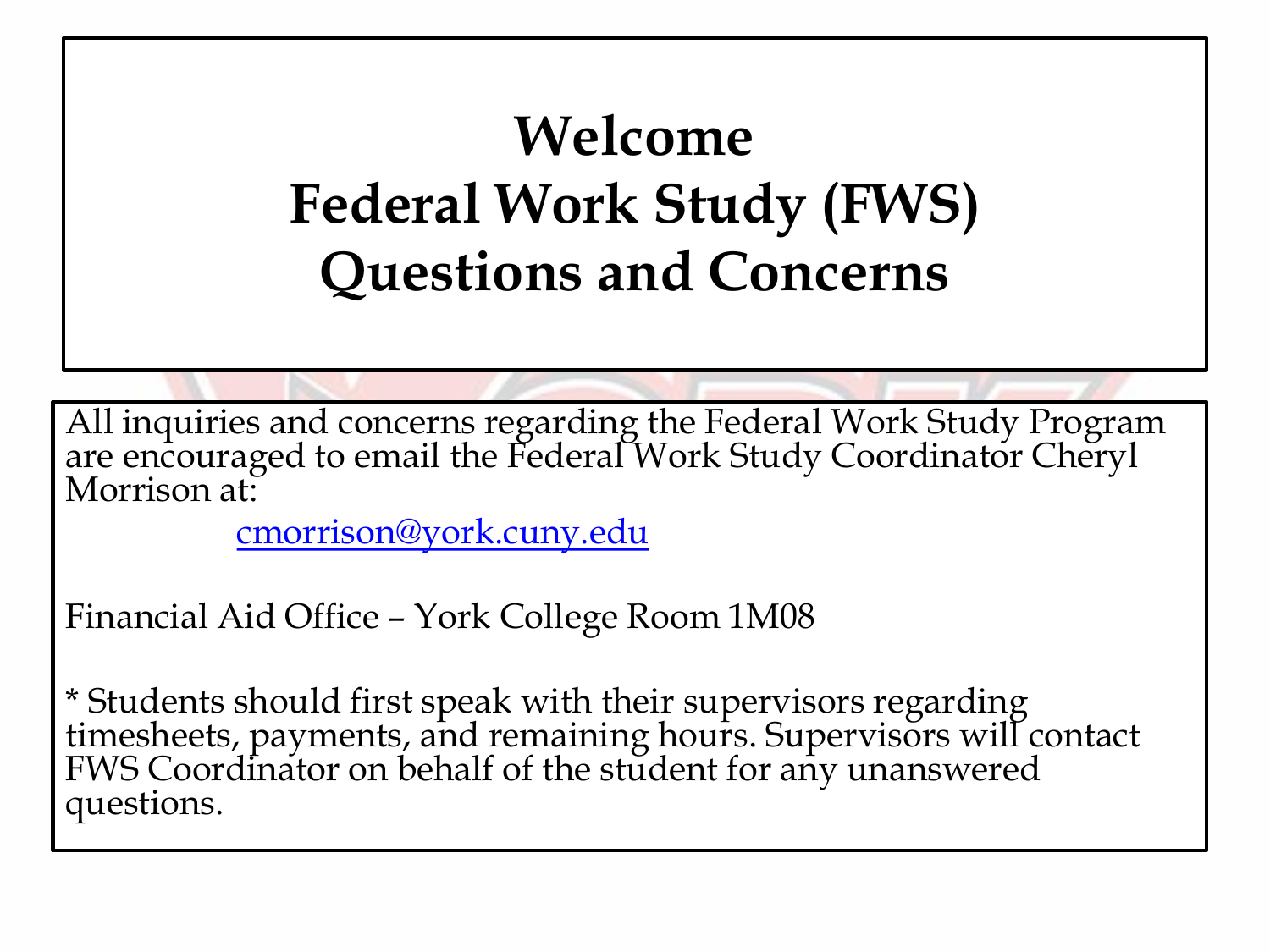# Welcome
# Federal Work Study (FWS)
# Questions and Concerns

All inquiries and concerns regarding the Federal Work Study Program are encouraged to email the Federal Work Study Coordinator Cheryl Morrison at:

cmorrison@york.cuny.edu

Financial Aid Office – York College Room 1M08

* Students should first speak with their supervisors regarding timesheets, payments, and remaining hours. Supervisors will contact FWS Coordinator on behalf of the student for any unanswered questions.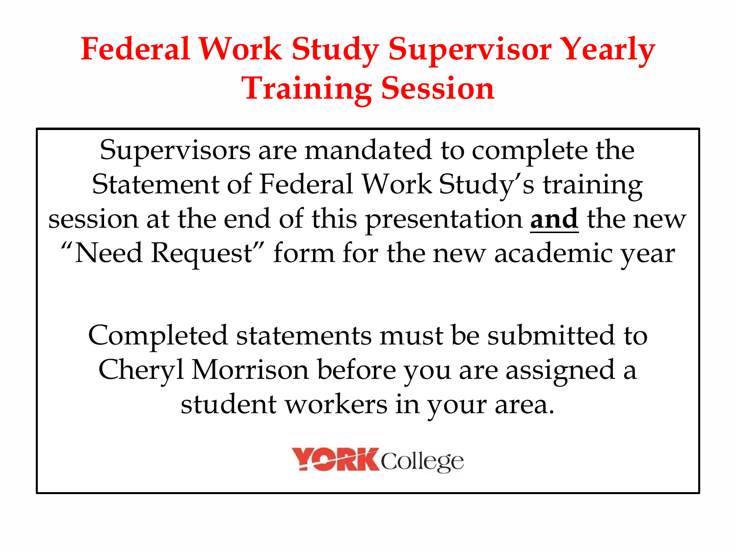# Federal Work Study Supervisor Yearly Training Session

Supervisors are mandated to complete the Statement of Federal Work Study's training session at the end of this presentation **and** the new "Need Request" form for the new academic year

Completed statements must be submitted to Cheryl Morrison before you are assigned a student workers in your area.

YORK College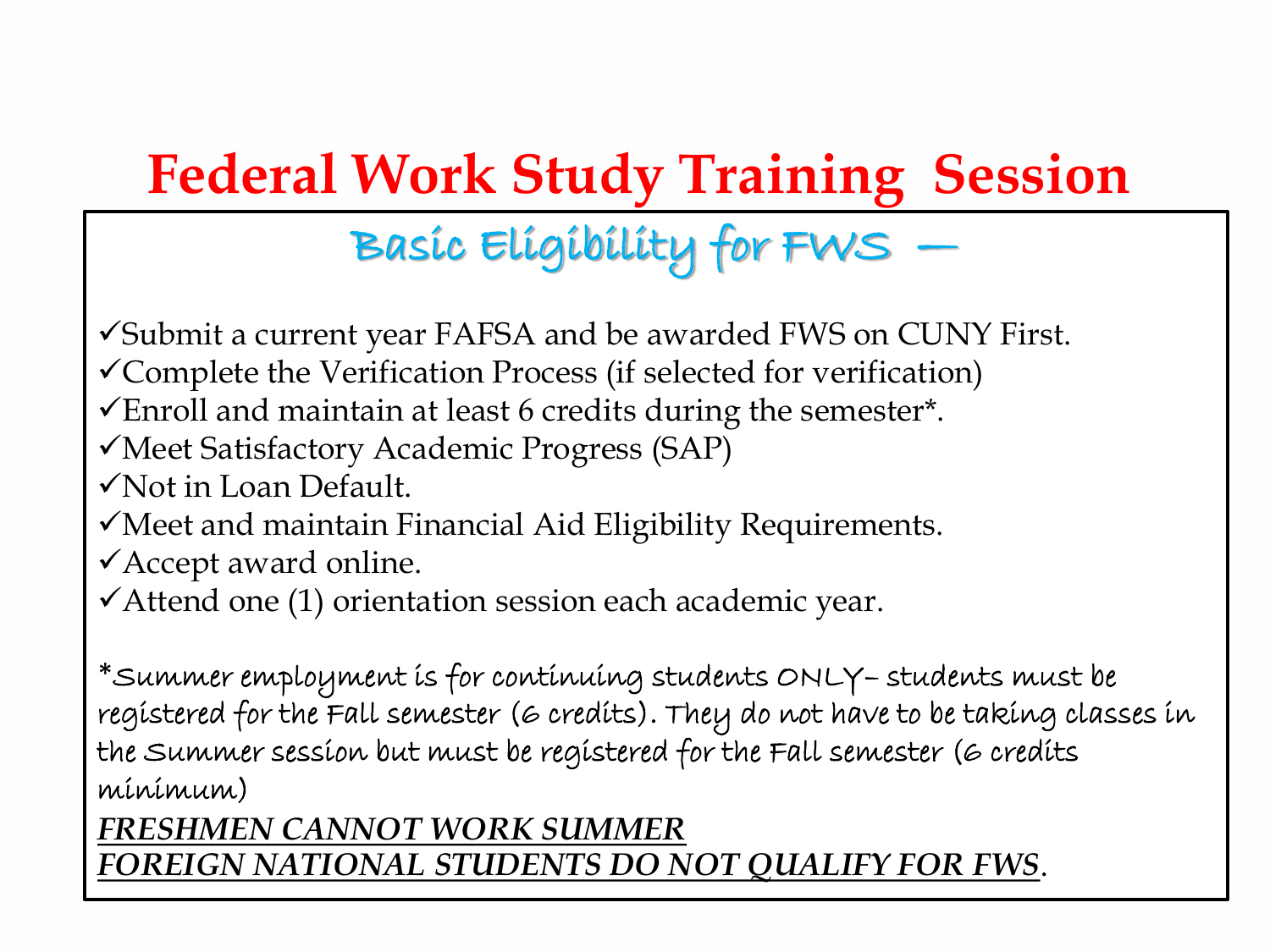# Federal Work Study Training Session

## Basic Eligibility for FWS –

- ✓Submit a current year FAFSA and be awarded FWS on CUNY First.
- ✓Complete the Verification Process (if selected for verification)
- ✓Enroll and maintain at least 6 credits during the semester*.
- ✓Meet Satisfactory Academic Progress (SAP)
- ✓Not in Loan Default.
- ✓Meet and maintain Financial Aid Eligibility Requirements.
- ✓Accept award online.
- ✓Attend one (1) orientation session each academic year.

*Summer employment is for continuing students ONLY– students must be registered for the Fall semester (6 credits). They do not have to be taking classes in the Summer session but must be registered for the Fall semester (6 credits minimum)

***FRESHMEN CANNOT WORK SUMMER***

***FOREIGN NATIONAL STUDENTS DO NOT QUALIFY FOR FWS***.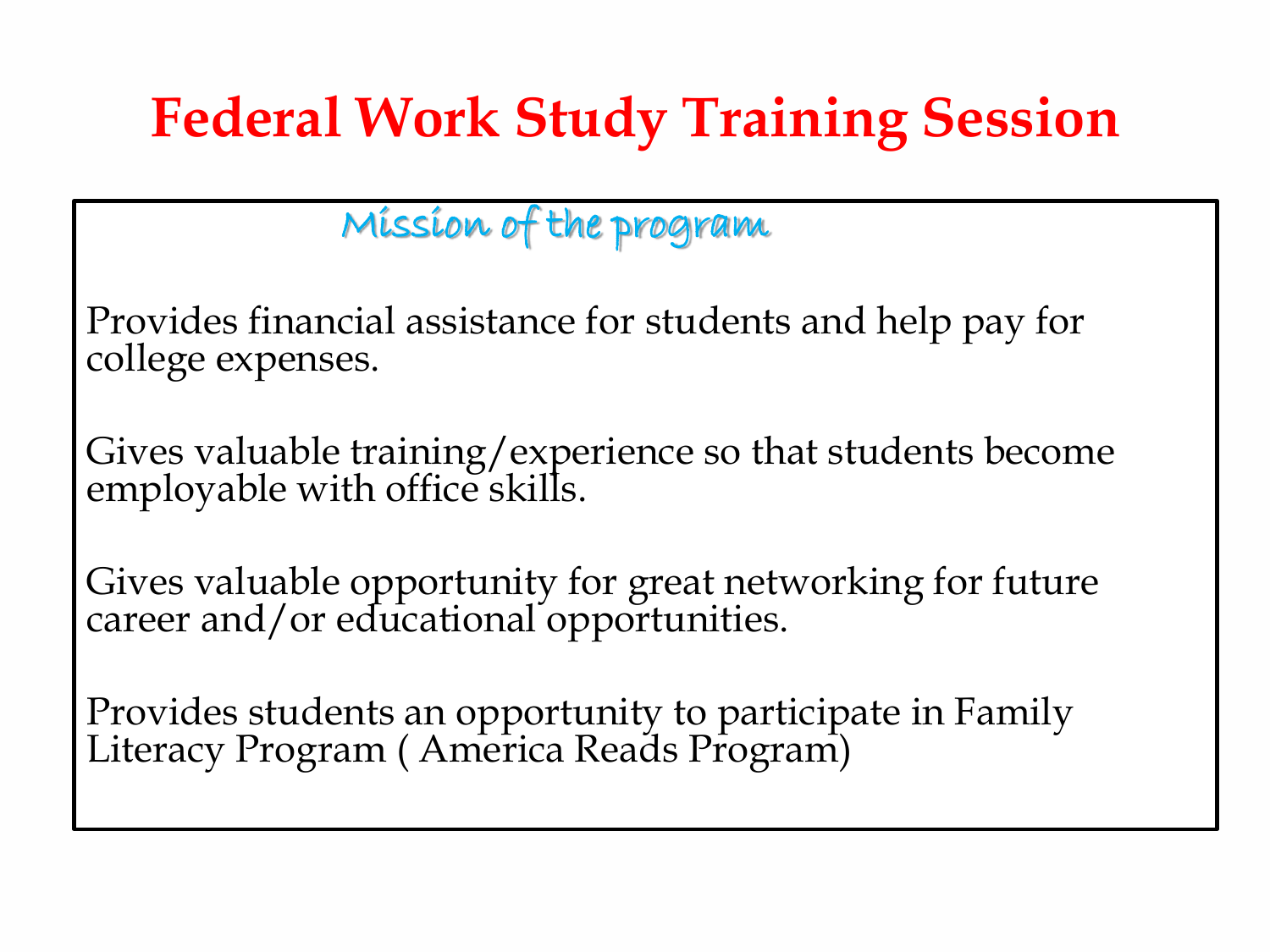# Federal Work Study Training Session

## Mission of the program

Provides financial assistance for students and help pay for college expenses.

Gives valuable training/experience so that students become employable with office skills.

Gives valuable opportunity for great networking for future career and/or educational opportunities.

Provides students an opportunity to participate in Family Literacy Program ( America Reads Program)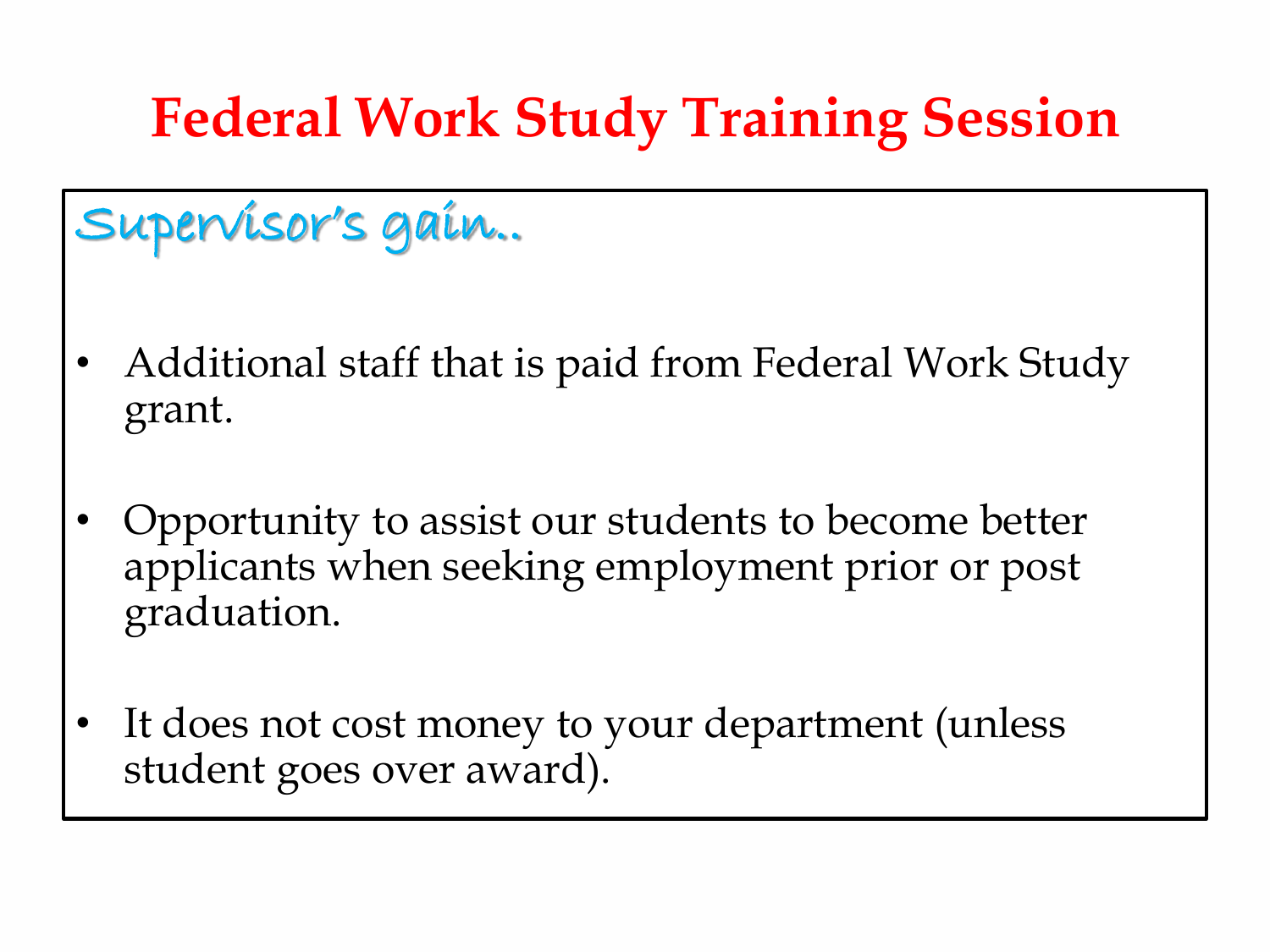# Federal Work Study Training Session

## Supervisor's gain..

- Additional staff that is paid from Federal Work Study grant.
- Opportunity to assist our students to become better applicants when seeking employment prior or post graduation.
- It does not cost money to your department (unless student goes over award).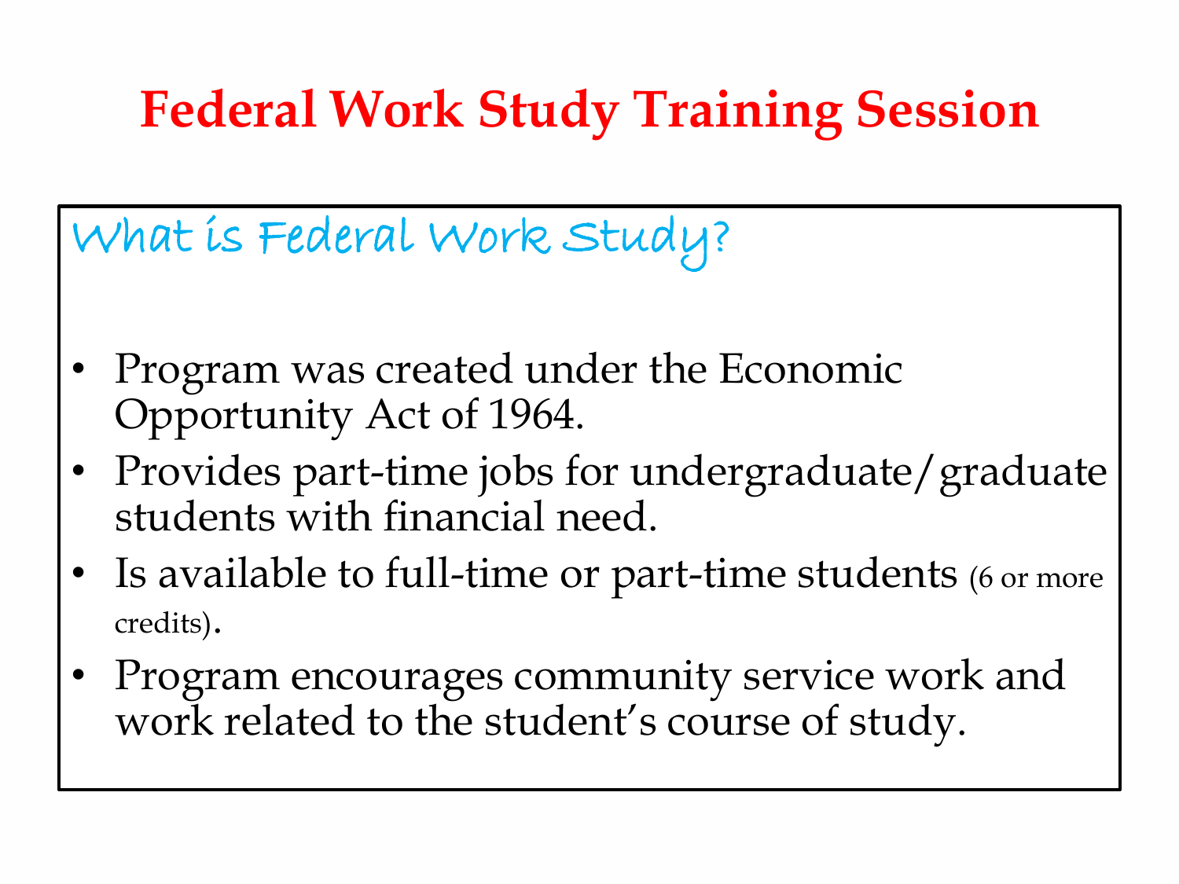# Federal Work Study Training Session

## What is Federal Work Study?

- Program was created under the Economic Opportunity Act of 1964.
- Provides part-time jobs for undergraduate/graduate students with financial need.
- Is available to full-time or part-time students (6 or more credits).
- Program encourages community service work and work related to the student's course of study.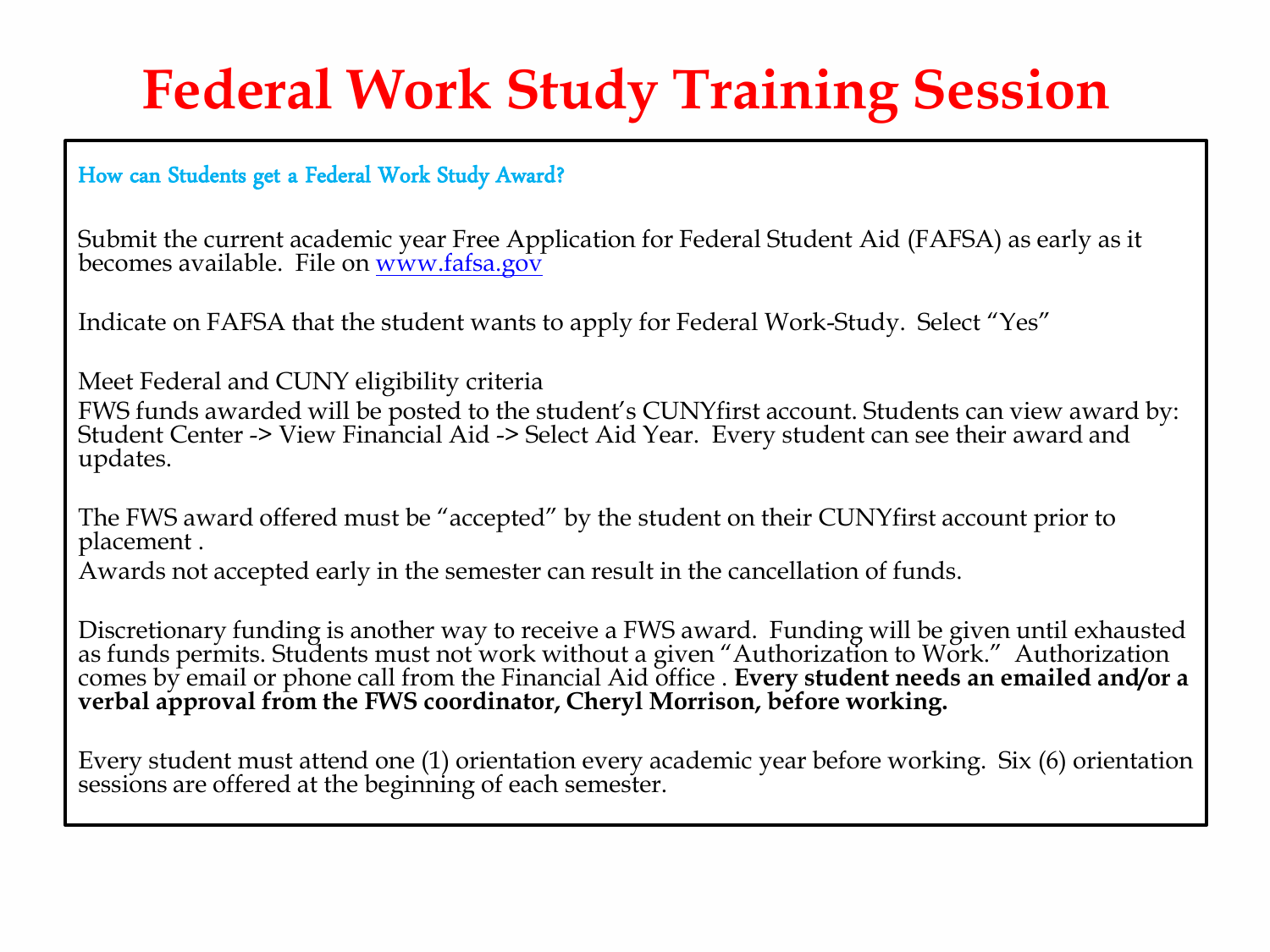# Federal Work Study Training Session

### How can Students get a Federal Work Study Award?

Submit the current academic year Free Application for Federal Student Aid (FAFSA) as early as it becomes available. File on www.fafsa.gov

Indicate on FAFSA that the student wants to apply for Federal Work-Study. Select "Yes"

Meet Federal and CUNY eligibility criteria
FWS funds awarded will be posted to the student's CUNYfirst account. Students can view award by: Student Center -> View Financial Aid -> Select Aid Year. Every student can see their award and updates.

The FWS award offered must be "accepted" by the student on their CUNYfirst account prior to placement .
Awards not accepted early in the semester can result in the cancellation of funds.

Discretionary funding is another way to receive a FWS award. Funding will be given until exhausted as funds permits. Students must not work without a given "Authorization to Work." Authorization comes by email or phone call from the Financial Aid office . **Every student needs an emailed and/or a verbal approval from the FWS coordinator, Cheryl Morrison, before working.**

Every student must attend one (1) orientation every academic year before working. Six (6) orientation sessions are offered at the beginning of each semester.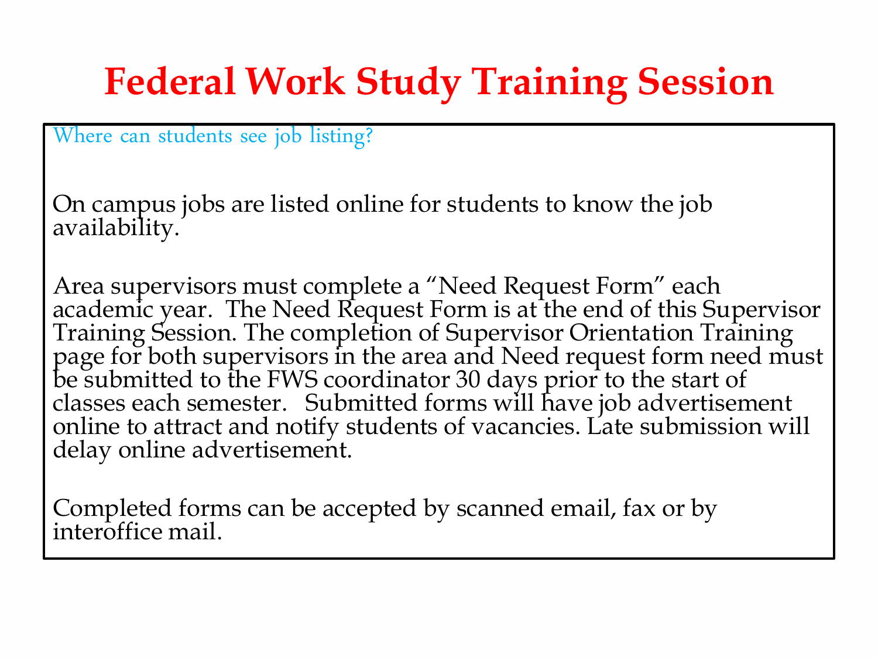# Federal Work Study Training Session

## Where can students see job listing?

On campus jobs are listed online for students to know the job availability.

Area supervisors must complete a "Need Request Form" each academic year. The Need Request Form is at the end of this Supervisor Training Session. The completion of Supervisor Orientation Training page for both supervisors in the area and Need request form need must be submitted to the FWS coordinator 30 days prior to the start of classes each semester. Submitted forms will have job advertisement online to attract and notify students of vacancies. Late submission will delay online advertisement.

Completed forms can be accepted by scanned email, fax or by interoffice mail.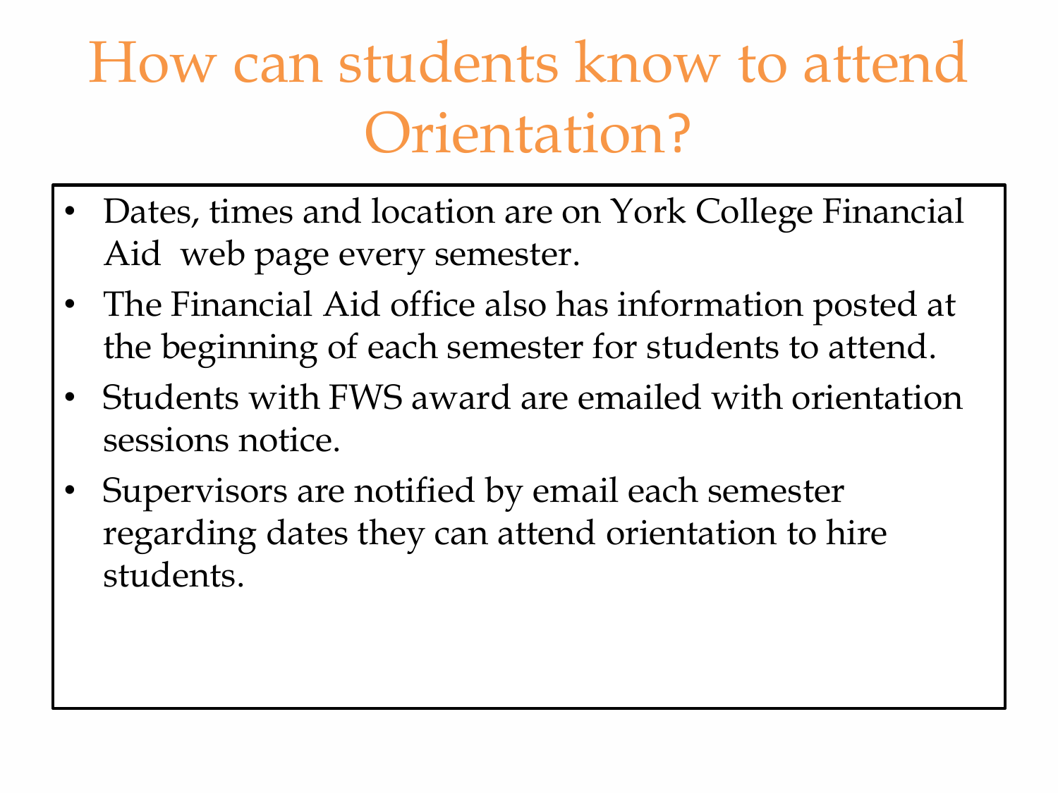# How can students know to attend Orientation?

- Dates, times and location are on York College Financial Aid web page every semester.
- The Financial Aid office also has information posted at the beginning of each semester for students to attend.
- Students with FWS award are emailed with orientation sessions notice.
- Supervisors are notified by email each semester regarding dates they can attend orientation to hire students.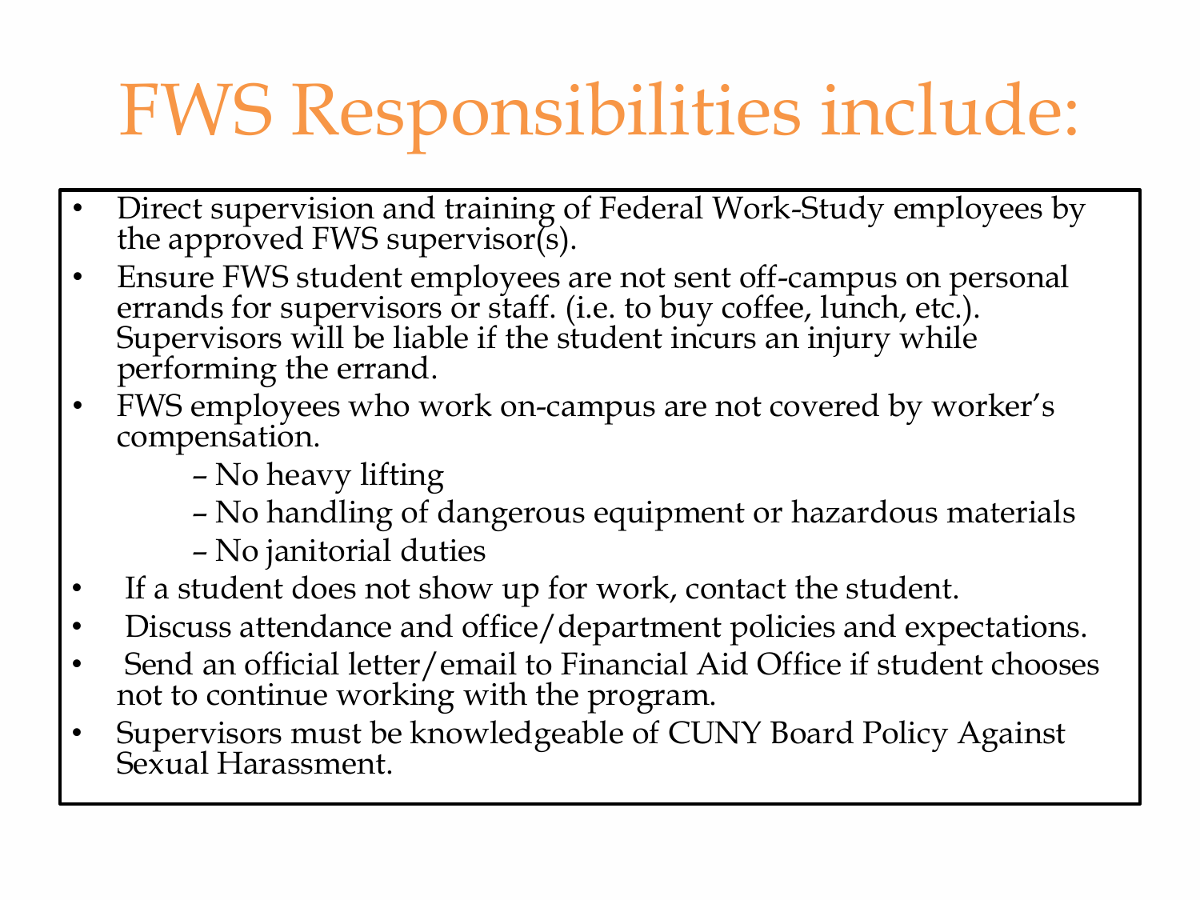# FWS Responsibilities include:

- Direct supervision and training of Federal Work-Study employees by the approved FWS supervisor(s).
- Ensure FWS student employees are not sent off-campus on personal errands for supervisors or staff. (i.e. to buy coffee, lunch, etc.). Supervisors will be liable if the student incurs an injury while performing the errand.
- FWS employees who work on-campus are not covered by worker's compensation.
  - No heavy lifting
  - No handling of dangerous equipment or hazardous materials
  - No janitorial duties
- If a student does not show up for work, contact the student.
- Discuss attendance and office/department policies and expectations.
- Send an official letter/email to Financial Aid Office if student chooses not to continue working with the program.
- Supervisors must be knowledgeable of CUNY Board Policy Against Sexual Harassment.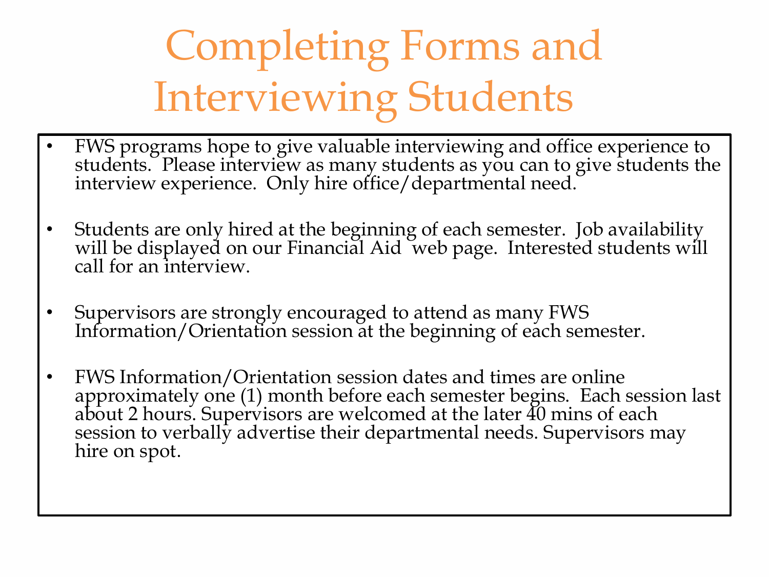# Completing Forms and Interviewing Students

- FWS programs hope to give valuable interviewing and office experience to students. Please interview as many students as you can to give students the interview experience. Only hire office/departmental need.
- Students are only hired at the beginning of each semester. Job availability will be displayed on our Financial Aid web page. Interested students will call for an interview.
- Supervisors are strongly encouraged to attend as many FWS Information/Orientation session at the beginning of each semester.
- FWS Information/Orientation session dates and times are online approximately one (1) month before each semester begins. Each session last about 2 hours. Supervisors are welcomed at the later 40 mins of each session to verbally advertise their departmental needs. Supervisors may hire on spot.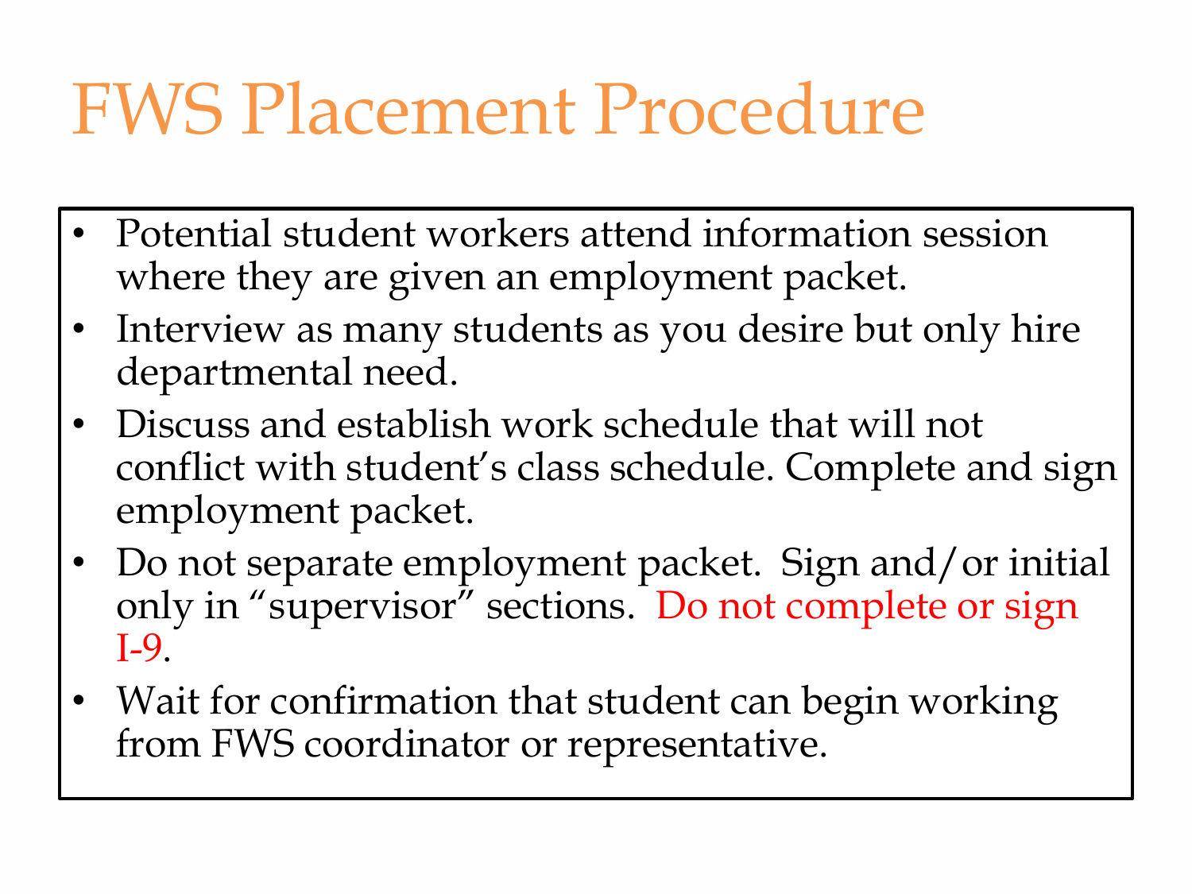# FWS Placement Procedure

- Potential student workers attend information session where they are given an employment packet.
- Interview as many students as you desire but only hire departmental need.
- Discuss and establish work schedule that will not conflict with student's class schedule. Complete and sign employment packet.
- Do not separate employment packet. Sign and/or initial only in "supervisor" sections. Do not complete or sign I-9.
- Wait for confirmation that student can begin working from FWS coordinator or representative.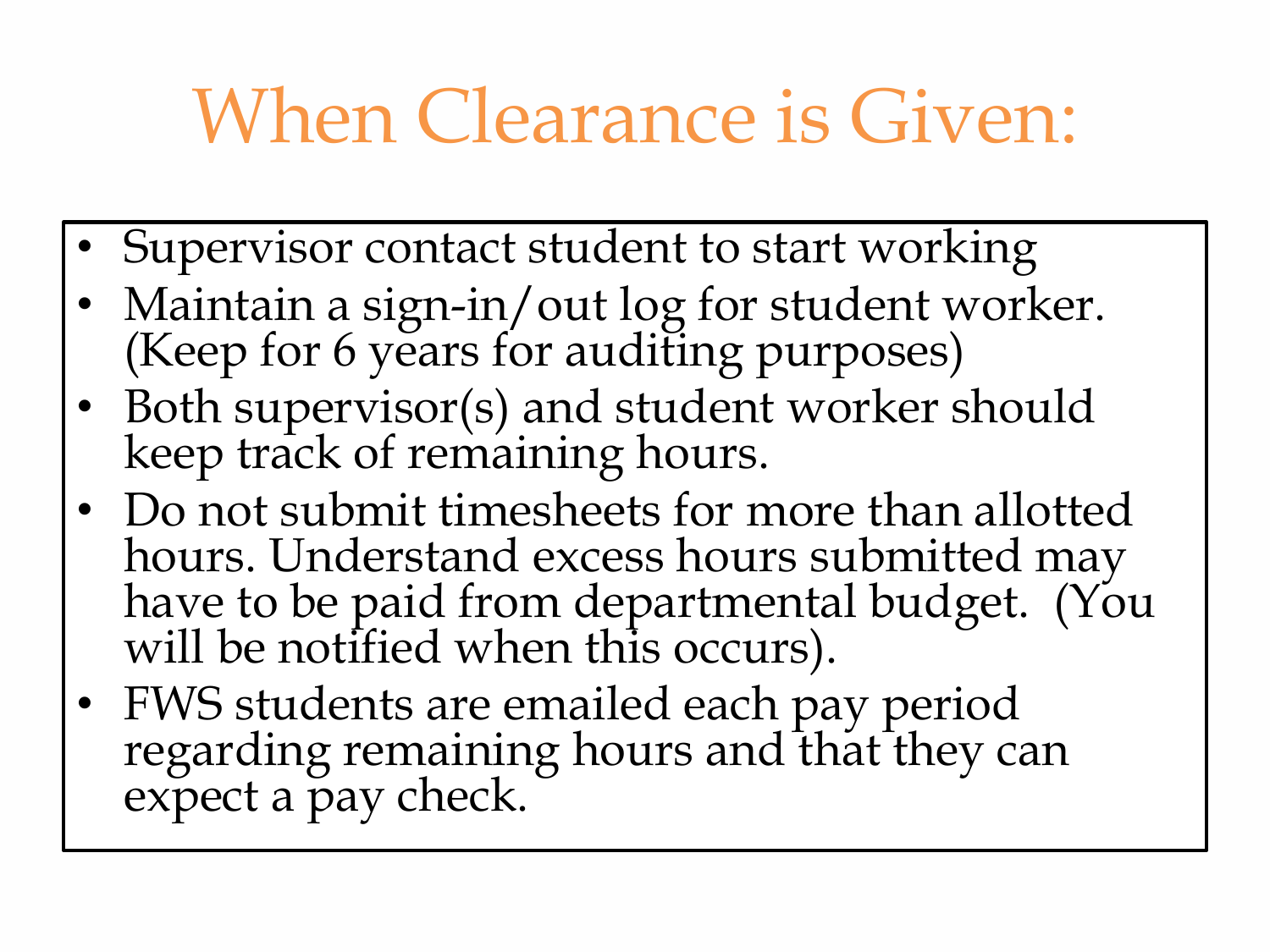# When Clearance is Given:

- Supervisor contact student to start working
- Maintain a sign-in/out log for student worker. (Keep for 6 years for auditing purposes)
- Both supervisor(s) and student worker should keep track of remaining hours.
- Do not submit timesheets for more than allotted hours. Understand excess hours submitted may have to be paid from departmental budget. (You will be notified when this occurs).
- FWS students are emailed each pay period regarding remaining hours and that they can expect a pay check.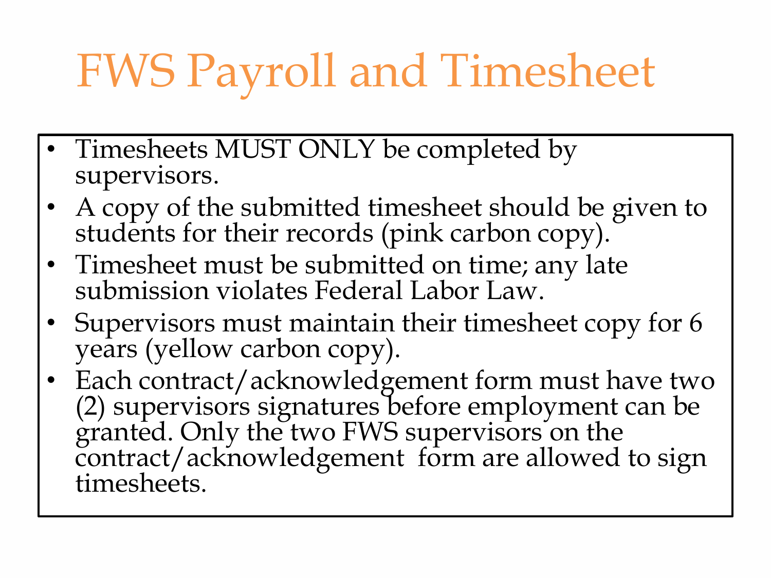# FWS Payroll and Timesheet

- Timesheets MUST ONLY be completed by supervisors.
- A copy of the submitted timesheet should be given to students for their records (pink carbon copy).
- Timesheet must be submitted on time; any late submission violates Federal Labor Law.
- Supervisors must maintain their timesheet copy for 6 years (yellow carbon copy).
- Each contract/acknowledgement form must have two (2) supervisors signatures before employment can be granted. Only the two FWS supervisors on the contract/acknowledgement form are allowed to sign timesheets.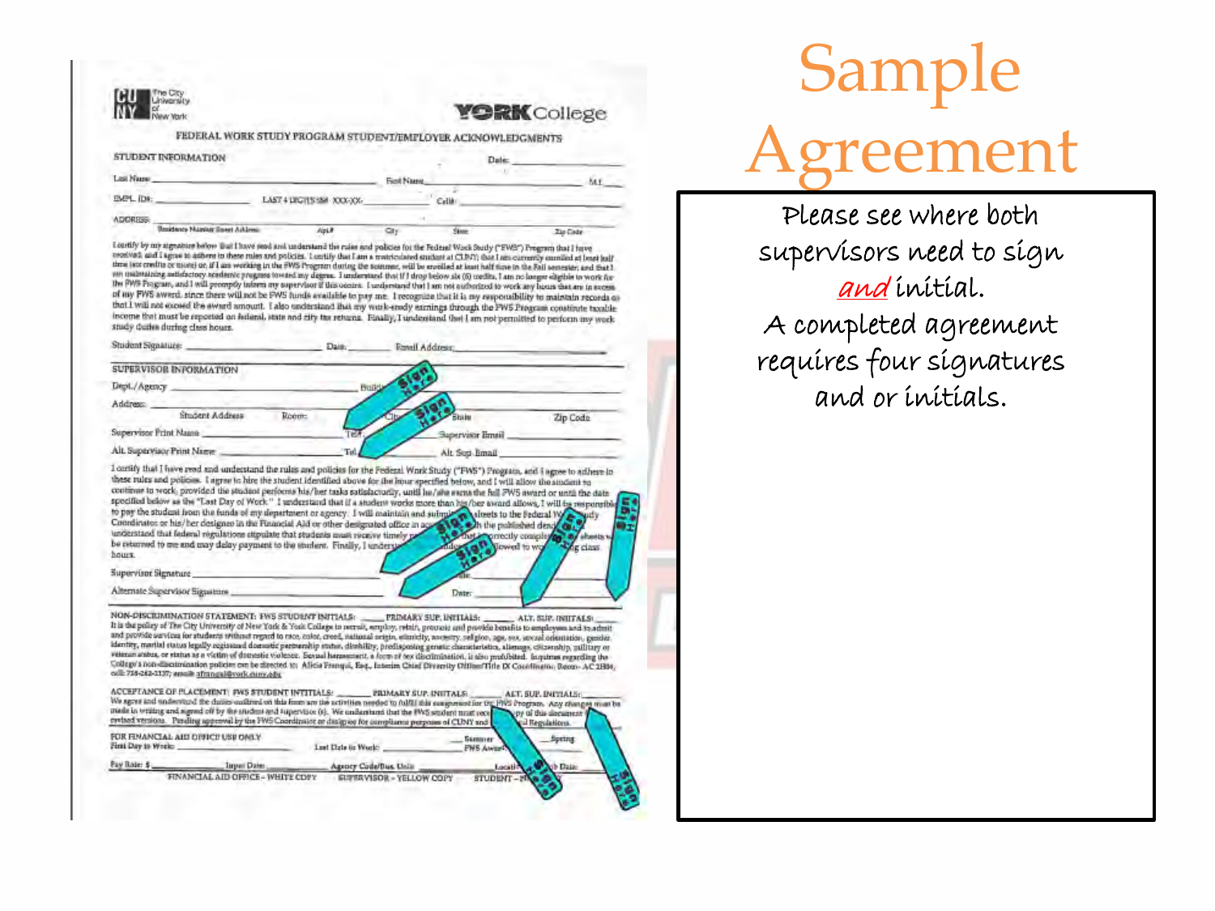# Sample Agreement

Please see where both supervisors need to sign *and* initial.

A completed agreement requires four signatures and or initials.

The City University of New York | YORK College

FEDERAL WORK STUDY PROGRAM STUDENT/EMPLOYER ACKNOWLEDGMENTS

STUDENT INFORMATION | Date:

Last Name: | First Name: | M.I.

EMPL ID#: | LAST 4 DIGITS SS# XXX-XX- | Cell#:

ADDRESS: Residence Number Street Address | Apt.# | City | State | Zip Code

I certify by my signature below that I have read and understand the rules and policies for the Federal Work Study ("FWS") Program that I have received and I agree to adhere to these rules and policies. I certify that I am a matriculated student at CUNY; that I am currently enrolled at least half time (six credits or more) or, if I am working in the FWS Program during the summer, will be enrolled at least half time in the Fall semester; and that I am maintaining satisfactory academic progress toward my degree. I understand that if I drop below six (6) credits, I am no longer eligible to work for the FWS Program, and I will promptly inform my supervisor if this occurs. I understand that I am not authorized to work any hours that are in excess of my FWS award, since there will not be FWS funds available to pay me. I recognize that it is my responsibility to maintain records so that I will not exceed the award amount. I also understand that my work-study earnings through the FWS Program constitute taxable income that must be reported on federal, state and city tax returns. Finally, I understand that I am not permitted to perform any work study duties during class hours.

Student Signature: | Date: | Email Address:

SUPERVISOR INFORMATION

Dept./Agency | Building

Address: Student Address | Room: | City | State | Zip Code

Supervisor Print Name | Tel. | Supervisor Email

Alt. Supervisor Print Name | Tel. | Alt. Sup. Email

I certify that I have read and understand the rules and policies for the Federal Work Study ("FWS") Program, and I agree to adhere to these rules and policies. I agree to hire the student identified above for the hour specified below, and I will allow the student to continue to work, provided the student performs his/her tasks satisfactorily, until he/she earns the full FWS award or until the date specified below as the "Last Day of Work." I understand that if a student works more than his/her award allows, I will be responsible to pay the student from the funds of my department or agency. I will maintain and submit ... sheets to the Federal Work Study Coordinator or his/her designee in the Financial Aid or other designated office in ac... the published dea... understand that federal regulations stipulate that students must receive timely ... that ... correctly comple... sheets w... be returned to me and may delay payment to the student. Finally, I unders... ...allowed to wo... during class hours.

Supervisor Signature | Date:

Alternate Supervisor Signature | Date:

NON-DISCRIMINATION STATEMENT: FWS STUDENT INITIALS: ____ PRIMARY SUP. INITIALS: ____ ALT. SUP. INITIALS: ____

It is the policy of The City University of New York & York College to recruit, employ, retain, promote and provide benefits to employees and to admit and provide services for students without regard to race, color, creed, national origin, ethnicity, ancestry, religion, age, sex, sexual orientation, gender identity, marital status legally registered domestic partnership status, disability, predisposing genetic characteristics, alienage, citizenship, military or veteran status, or status as a victim of domestic violence. Sexual harassment, a form of sex discrimination, is also prohibited. Inquiries regarding the College's non-discrimination policies can be directed to: Alicia Franqui, Esq., Interim Chief Diversity Officer/Title IX Coordinator, Room- AC 2H04, call: 718-262-2137; email: afranqui@york.cuny.edu

ACCEPTANCE OF PLACEMENT: FWS STUDENT INITIALS: ____ PRIMARY SUP. INITIALS: ____ ALT. SUP. INITIALS: ____

We agree and understand the duties outlined on this form are the activities needed to fulfill this assignment for the FWS Program. Any changes must be made in writing and signed off by the student and supervisor (s). We understand that the FWS student must rece... copy of this document ... revised versions. Pending approval by the FWS Coordinator or designee for compliance purposes of CUNY and ... Regulations.

FOR FINANCIAL AID OFFICE USE ONLY

First Day to Work: | Last Date to Work: | Summer | Spring | FWS Award

Pay Rate: $ | Input Date: | Agency Code/Bus. Unit: | Local... | ...b Date:

FINANCIAL AID OFFICE – WHITE COPY | SUPERVISOR – YELLOW COPY | STUDENT – P...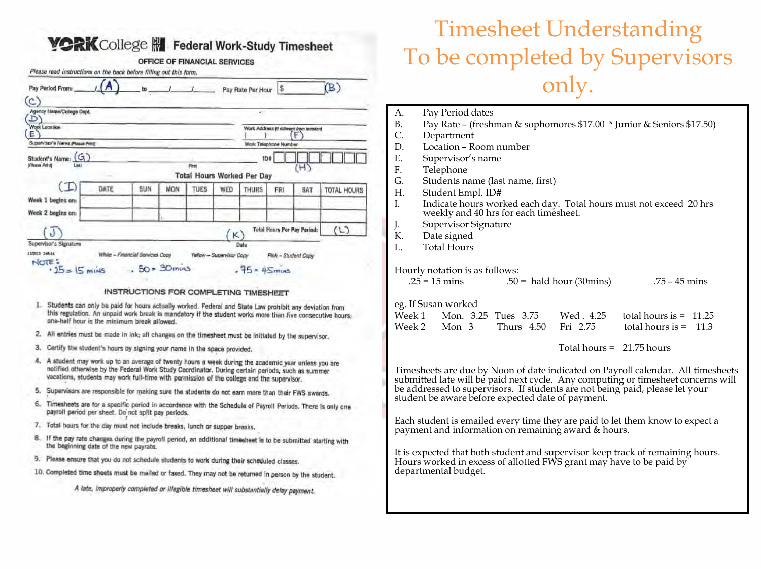# Timesheet Understanding
# To be completed by Supervisors only.

## YORK College Federal Work-Study Timesheet

OFFICE OF FINANCIAL SERVICES

*Please read instructions on the back before filling out this form.*

Pay Period From: ___/___(A)___ to ___/___/___ Pay Rate Per Hour $ ______ (B)

(C) Agency Name/College Dept.

(D) Work Location — Work Address (if different from location)

(E) Supervisor's Name (Please Print) — ( ) (F) Work Telephone Number

Student's Name: (G) (Please Print) Last First — ID# (H)

Total Hours Worked Per Day

| (I) | DATE | SUN | MON | TUES | WED | THURS | FRI | SAT | TOTAL HOURS |
|---|---|---|---|---|---|---|---|---|---|
| Week 1 begins on: | | | | | | | | | |
| Week 2 begins on: | | | | | | | | | |
| | | | | | | | Total Hours Per Pay Period: | | (L) |

(J) Supervisor's Signature (K) Date

White – Financial Services Copy   Yellow – Supervisor Copy   Pink – Student Copy

NOTE: .25 = 15 mins   .50 = 30mins   .75 = 45mins

### INSTRUCTIONS FOR COMPLETING TIMESHEET

1. Students can only be paid for hours actually worked. Federal and State Law prohibit any deviation from this regulation. An unpaid work break is mandatory if the student works more than five consecutive hours; one-half hour is the minimum break allowed.
2. All entries must be made in ink; all changes on the timesheet must be initiated by the supervisor.
3. Certify the student's hours by signing your name in the space provided.
4. A student may work up to an average of twenty hours a week during the academic year unless you are notified otherwise by the Federal Work Study Coordinator. During certain periods, such as summer vacations, students may work full-time with permission of the college and the supervisor.
5. Supervisors are responsible for making sure the students do not earn more than their FWS awards.
6. Timesheets are for a specific period in accordance with the Schedule of Payroll Periods. There is only one payroll period per sheet. Do not split pay periods.
7. Total hours for the day must not include breaks, lunch or supper breaks.
8. If the pay rate changes during the payroll period, an additional timesheet is to be submitted starting with the beginning date of the new payrate.
9. Please ensure that you do not schedule students to work during their scheduled classes.
10. Completed time sheets must be mailed or faxed. They may not be returned in person by the student.

*A late, improperly completed or illegible timesheet will substantially delay payment.*

---

A. Pay Period dates
B. Pay Rate – (freshman & sophomores $17.00 * Junior & Seniors $17.50)
C. Department
D. Location – Room number
E. Supervisor's name
F. Telephone
G. Students name (last name, first)
H. Student Empl. ID#
I. Indicate hours worked each day. Total hours must not exceed 20 hrs weekly and 40 hrs for each timesheet.
J. Supervisor Signature
K. Date signed
L. Total Hours

Hourly notation is as follows:
.25 = 15 mins   .50 = hald hour (30mins)   .75 – 45 mins

eg. If Susan worked

| | | | | | |
|---|---|---|---|---|---|
| Week 1 | Mon. 3.25 | Tues 3.75 | Wed . 4.25 | total hours is = | 11.25 |
| Week 2 | Mon 3 | Thurs 4.50 | Fri 2.75 | total hours is = | 11.3 |
| | | | | Total hours = | 21.75 hours |

Timesheets are due by Noon of date indicated on Payroll calendar. All timesheets submitted late will be paid next cycle. Any computing or timesheet concerns will be addressed to supervisors. If students are not being paid, please let your student be aware before expected date of payment.

Each student is emailed every time they are paid to let them know to expect a payment and information on remaining award & hours.

It is expected that both student and supervisor keep track of remaining hours. Hours worked in excess of allotted FWS grant may have to be paid by departmental budget.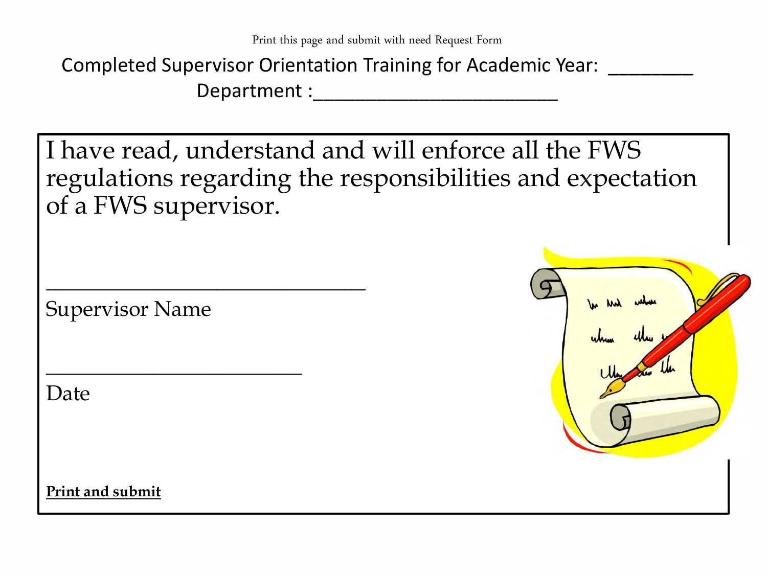Print this page and submit with need Request Form

Completed Supervisor Orientation Training for Academic Year: ________

Department :_______________________

I have read, understand and will enforce all the FWS regulations regarding the responsibilities and expectation of a FWS supervisor.

_____________________________

Supervisor Name

_______________________

Date

**Print and submit**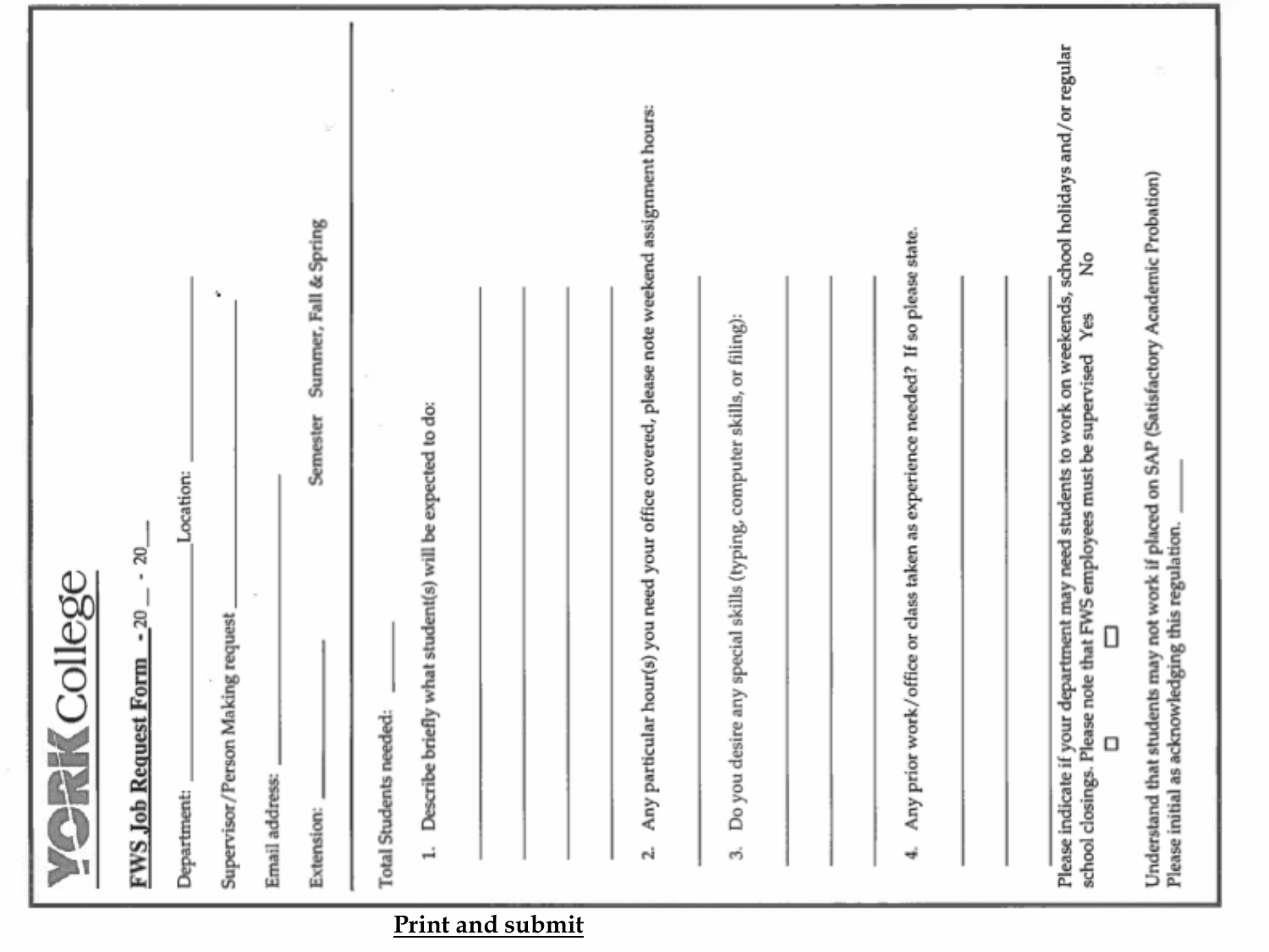YORK College

**FWS Job Request Form  - 20__ - 20__**

Department: ______________ Location: ______________

Supervisor/Person Making request ______________

Email address: ______________

Extension: ______________ Semester  Summer, Fall & Spring

Total Students needed: ______

1. Describe briefly what student(s) will be expected to do:

______________________________

______________________________

______________________________

______________________________

2. Any particular hour(s) you need your office covered, please note weekend assignment hours:

______________________________

______________________________

______________________________

______________________________

3. Do you desire any special skills (typing, computer skills, or filing):

______________________________

______________________________

4. Any prior work/office or class taken as experience needed? If so please state.

______________________________

______________________________

Please indicate if your department may need students to work on weekends, school holidays and/or regular school closings. Please note that FWS employees must be supervised Yes ☐ No ☐

Understand that students may not work if placed on SAP (Satisfactory Academic Probation) Please initial as acknowledging this regulation. ______

**Print and submit**